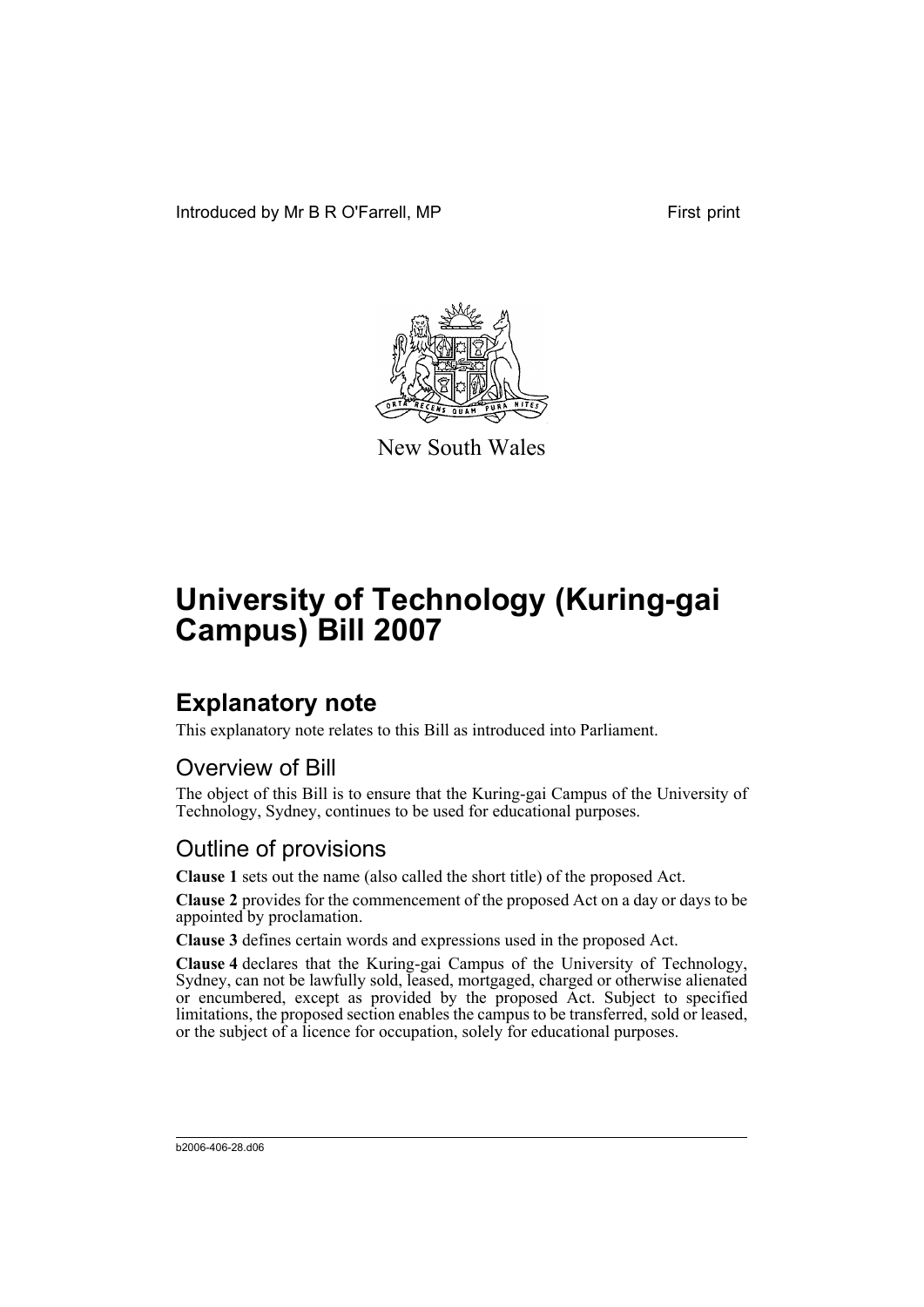Introduced by Mr B R O'Farrell, MP

First print

New South Wales

# University of Technology (Kuring-gai Campus) Bill 2007

## Explanatory note

This explanatory note relates to this Bill as introduced into Parliament.

### Overview of Bill

The object of this Bill is to ensure that the Kuring-gai Campus of the University of Technology, Sydney, continues to be used for educational purposes.

### Outline of provisions

**Clause 1** sets out the name (also called the short title) of the proposed Act.

**Clause 2** provides for the commencement of the proposed Act on a day or days to be appointed by proclamation.

**Clause 3** defines certain words and expressions used in the proposed Act.

**Clause 4** declares that the Kuring-gai Campus of the University of Technology, Sydney, can not be lawfully sold, leased, mortgaged, charged or otherwise alienated or encumbered, except as provided by the proposed Act. Subject to specified limitations, the proposed section enables the campus to be transferred, sold or leased, or the subject of a licence for occupation, solely for educational purposes.

b2006-406-28.d06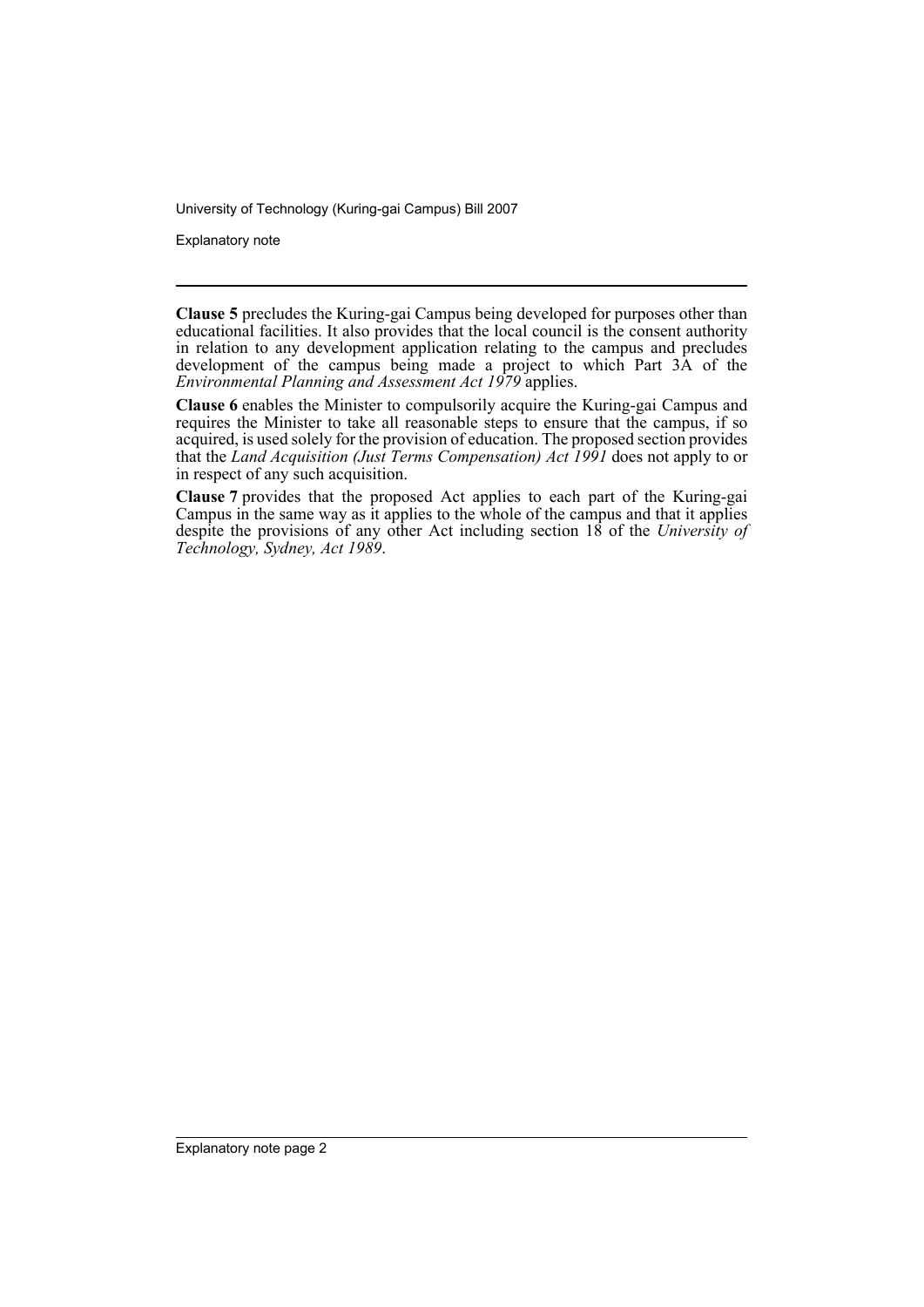**Clause 5** precludes the Kuring-gai Campus being developed for purposes other than educational facilities. It also provides that the local council is the consent authority in relation to any development application relating to the campus and precludes development of the campus being made a project to which Part 3A of the *Environmental Planning and Assessment Act 1979* applies.

**Clause 6** enables the Minister to compulsorily acquire the Kuring-gai Campus and requires the Minister to take all reasonable steps to ensure that the campus, if so acquired, is used solely for the provision of education. The proposed section provides that the *Land Acquisition (Just Terms Compensation) Act 1991* does not apply to or in respect of any such acquisition.

**Clause 7** provides that the proposed Act applies to each part of the Kuring-gai Campus in the same way as it applies to the whole of the campus and that it applies despite the provisions of any other Act including section 18 of the *University of Technology, Sydney, Act 1989*.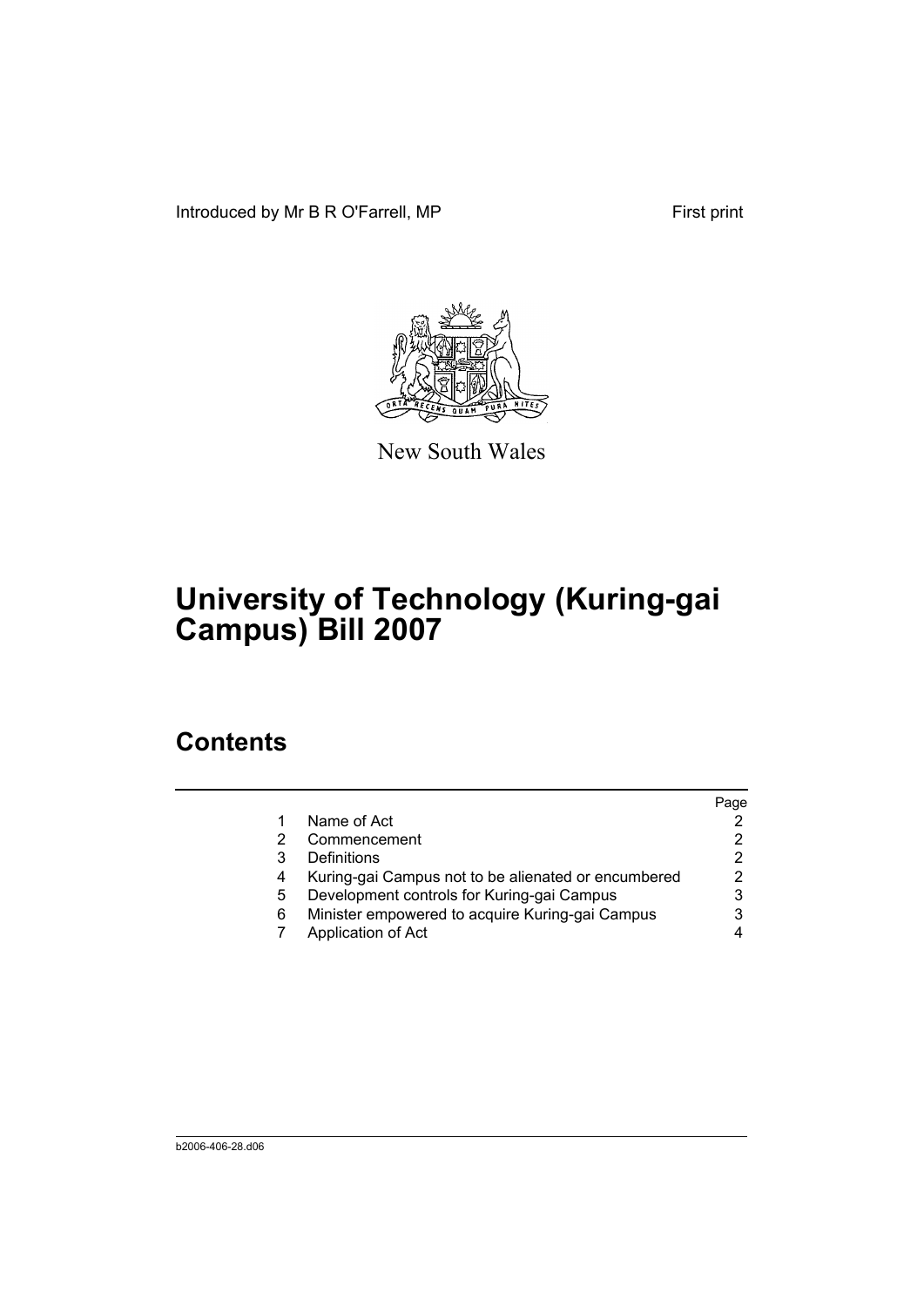Introduced by Mr B R O'Farrell, MP First print

New South Wales

# University of Technology (Kuring-gai Campus) Bill 2007

## Contents

| | | Page |
|---|---|---|
| 1 | Name of Act | 2 |
| 2 | Commencement | 2 |
| 3 | Definitions | 2 |
| 4 | Kuring-gai Campus not to be alienated or encumbered | 2 |
| 5 | Development controls for Kuring-gai Campus | 3 |
| 6 | Minister empowered to acquire Kuring-gai Campus | 3 |
| 7 | Application of Act | 4 |

b2006-406-28.d06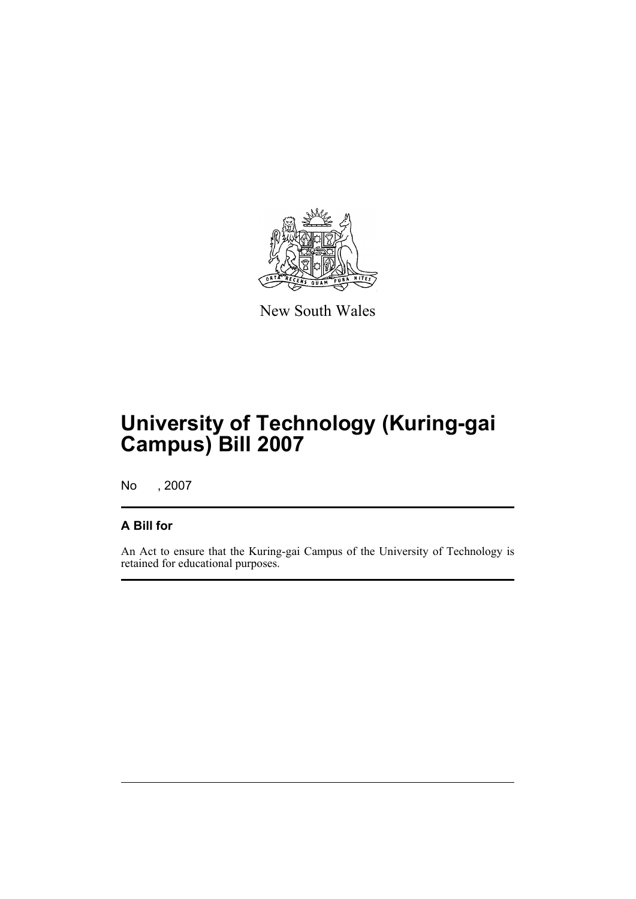New South Wales

# University of Technology (Kuring-gai Campus) Bill 2007

No , 2007

## A Bill for

An Act to ensure that the Kuring-gai Campus of the University of Technology is retained for educational purposes.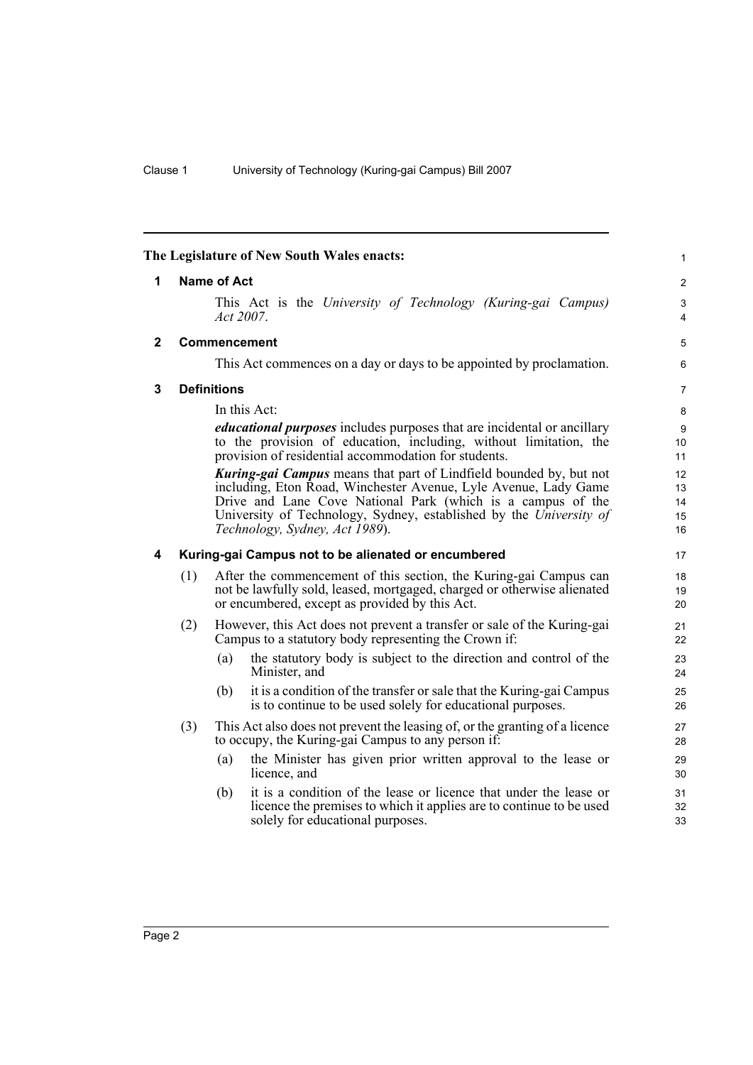The Legislature of New South Wales enacts:

## 1 Name of Act

This Act is the *University of Technology (Kuring-gai Campus) Act 2007*.

## 2 Commencement

This Act commences on a day or days to be appointed by proclamation.

## 3 Definitions

In this Act:

***educational purposes*** includes purposes that are incidental or ancillary to the provision of education, including, without limitation, the provision of residential accommodation for students.

***Kuring-gai Campus*** means that part of Lindfield bounded by, but not including, Eton Road, Winchester Avenue, Lyle Avenue, Lady Game Drive and Lane Cove National Park (which is a campus of the University of Technology, Sydney, established by the *University of Technology, Sydney, Act 1989*).

## 4 Kuring-gai Campus not to be alienated or encumbered

(1) After the commencement of this section, the Kuring-gai Campus can not be lawfully sold, leased, mortgaged, charged or otherwise alienated or encumbered, except as provided by this Act.

(2) However, this Act does not prevent a transfer or sale of the Kuring-gai Campus to a statutory body representing the Crown if:

- (a) the statutory body is subject to the direction and control of the Minister, and
- (b) it is a condition of the transfer or sale that the Kuring-gai Campus is to continue to be used solely for educational purposes.

(3) This Act also does not prevent the leasing of, or the granting of a licence to occupy, the Kuring-gai Campus to any person if:

- (a) the Minister has given prior written approval to the lease or licence, and
- (b) it is a condition of the lease or licence that under the lease or licence the premises to which it applies are to continue to be used solely for educational purposes.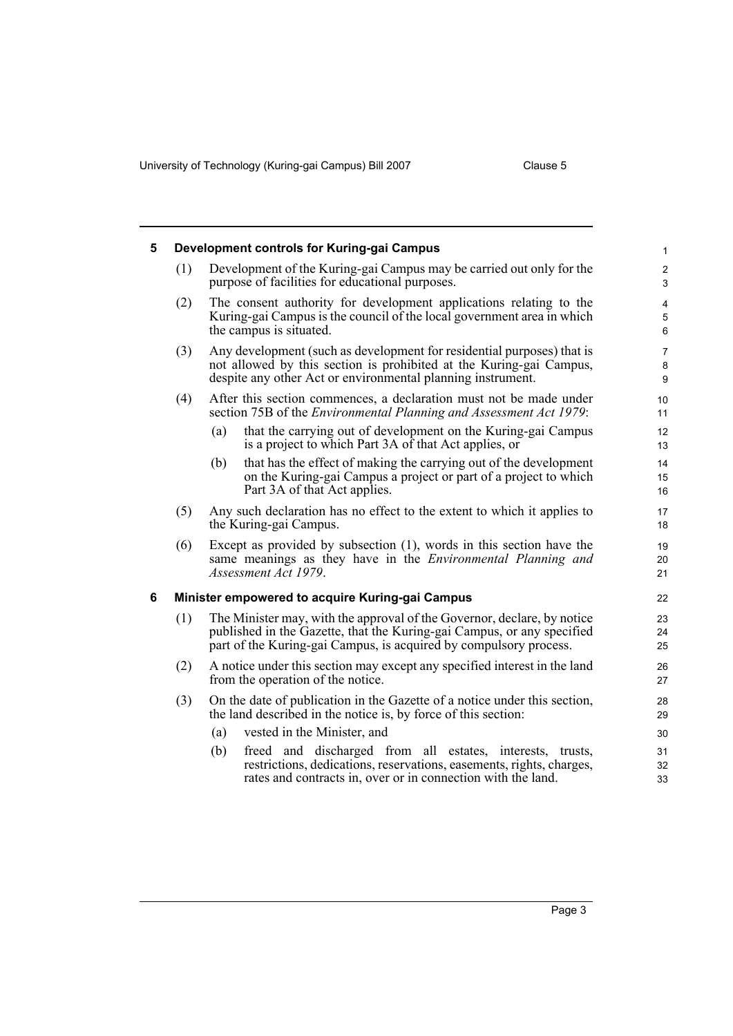## 5 Development controls for Kuring-gai Campus

(1) Development of the Kuring-gai Campus may be carried out only for the purpose of facilities for educational purposes.

(2) The consent authority for development applications relating to the Kuring-gai Campus is the council of the local government area in which the campus is situated.

(3) Any development (such as development for residential purposes) that is not allowed by this section is prohibited at the Kuring-gai Campus, despite any other Act or environmental planning instrument.

(4) After this section commences, a declaration must not be made under section 75B of the *Environmental Planning and Assessment Act 1979*:

- (a) that the carrying out of development on the Kuring-gai Campus is a project to which Part 3A of that Act applies, or
- (b) that has the effect of making the carrying out of the development on the Kuring-gai Campus a project or part of a project to which Part 3A of that Act applies.

(5) Any such declaration has no effect to the extent to which it applies to the Kuring-gai Campus.

(6) Except as provided by subsection (1), words in this section have the same meanings as they have in the *Environmental Planning and Assessment Act 1979*.

## 6 Minister empowered to acquire Kuring-gai Campus

(1) The Minister may, with the approval of the Governor, declare, by notice published in the Gazette, that the Kuring-gai Campus, or any specified part of the Kuring-gai Campus, is acquired by compulsory process.

(2) A notice under this section may except any specified interest in the land from the operation of the notice.

(3) On the date of publication in the Gazette of a notice under this section, the land described in the notice is, by force of this section:

- (a) vested in the Minister, and
- (b) freed and discharged from all estates, interests, trusts, restrictions, dedications, reservations, easements, rights, charges, rates and contracts in, over or in connection with the land.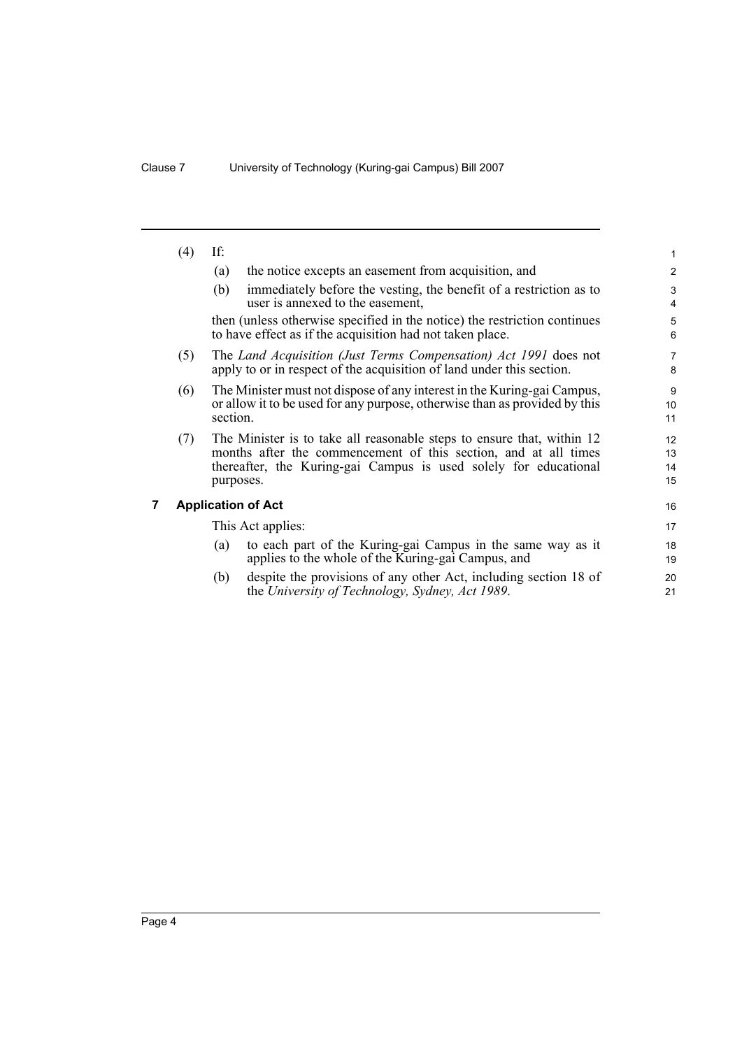(4) If:

(a) the notice excepts an easement from acquisition, and

(b) immediately before the vesting, the benefit of a restriction as to user is annexed to the easement,

then (unless otherwise specified in the notice) the restriction continues to have effect as if the acquisition had not taken place.

(5) The *Land Acquisition (Just Terms Compensation) Act 1991* does not apply to or in respect of the acquisition of land under this section.

(6) The Minister must not dispose of any interest in the Kuring-gai Campus, or allow it to be used for any purpose, otherwise than as provided by this section.

(7) The Minister is to take all reasonable steps to ensure that, within 12 months after the commencement of this section, and at all times thereafter, the Kuring-gai Campus is used solely for educational purposes.

## 7 Application of Act

This Act applies:

(a) to each part of the Kuring-gai Campus in the same way as it applies to the whole of the Kuring-gai Campus, and

(b) despite the provisions of any other Act, including section 18 of the *University of Technology, Sydney, Act 1989*.